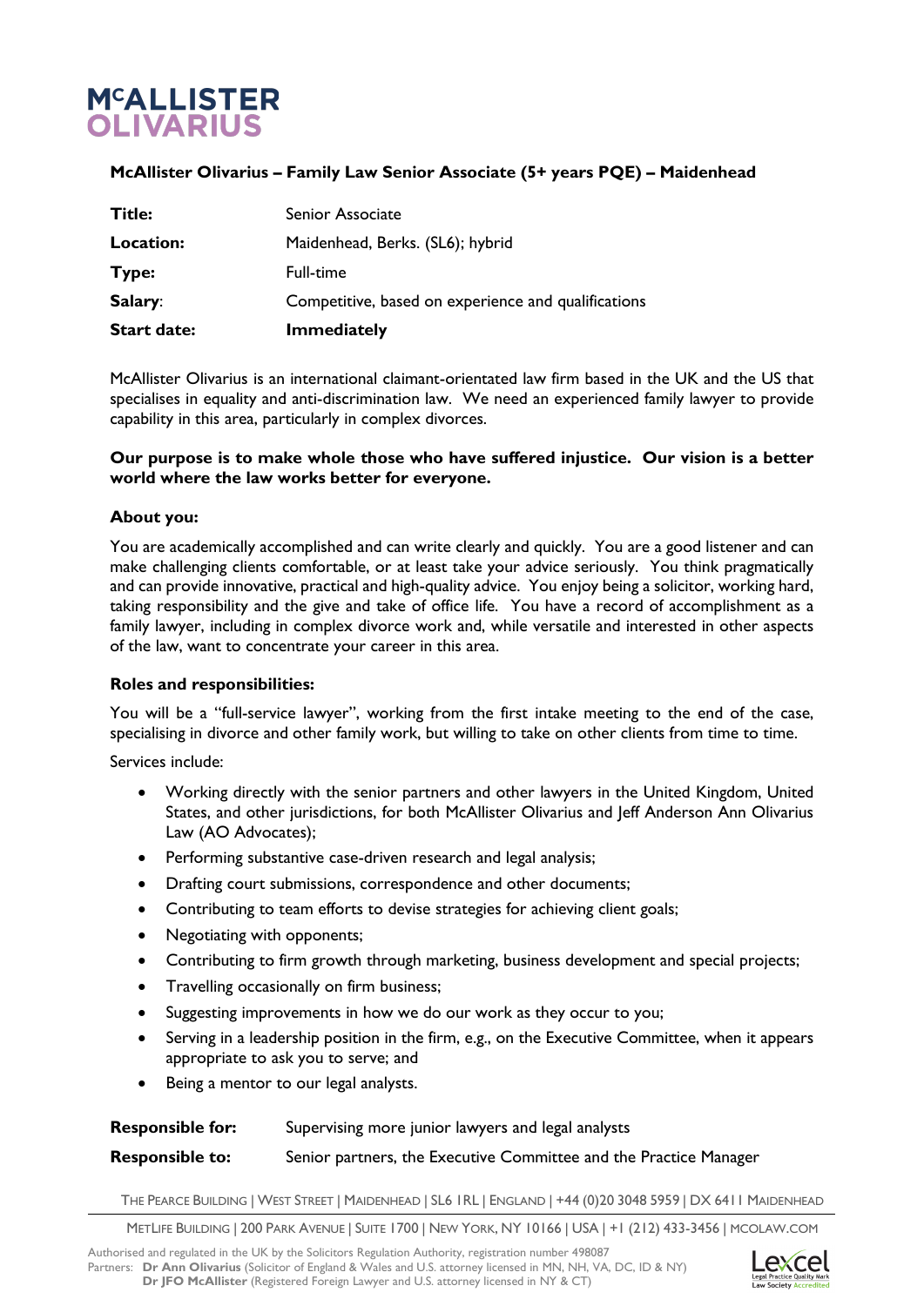**McAllister Olivarius – Family Law Senior Associate (5+ years PQE) – Maidenhead**

| | |
|---|---|
| **Title:** | Senior Associate |
| **Location:** | Maidenhead, Berks. (SL6); hybrid |
| **Type:** | Full-time |
| **Salary**: | Competitive, based on experience and qualifications |
| **Start date:** | **Immediately** |

McAllister Olivarius is an international claimant-orientated law firm based in the UK and the US that specialises in equality and anti-discrimination law. We need an experienced family lawyer to provide capability in this area, particularly in complex divorces.

**Our purpose is to make whole those who have suffered injustice. Our vision is a better world where the law works better for everyone.**

**About you:**

You are academically accomplished and can write clearly and quickly. You are a good listener and can make challenging clients comfortable, or at least take your advice seriously. You think pragmatically and can provide innovative, practical and high-quality advice. You enjoy being a solicitor, working hard, taking responsibility and the give and take of office life. You have a record of accomplishment as a family lawyer, including in complex divorce work and, while versatile and interested in other aspects of the law, want to concentrate your career in this area.

**Roles and responsibilities:**

You will be a "full-service lawyer", working from the first intake meeting to the end of the case, specialising in divorce and other family work, but willing to take on other clients from time to time.

Services include:

- Working directly with the senior partners and other lawyers in the United Kingdom, United States, and other jurisdictions, for both McAllister Olivarius and Jeff Anderson Ann Olivarius Law (AO Advocates);
- Performing substantive case-driven research and legal analysis;
- Drafting court submissions, correspondence and other documents;
- Contributing to team efforts to devise strategies for achieving client goals;
- Negotiating with opponents;
- Contributing to firm growth through marketing, business development and special projects;
- Travelling occasionally on firm business;
- Suggesting improvements in how we do our work as they occur to you;
- Serving in a leadership position in the firm, e.g., on the Executive Committee, when it appears appropriate to ask you to serve; and
- Being a mentor to our legal analysts.

| | |
|---|---|
| **Responsible for:** | Supervising more junior lawyers and legal analysts |
| **Responsible to:** | Senior partners, the Executive Committee and the Practice Manager |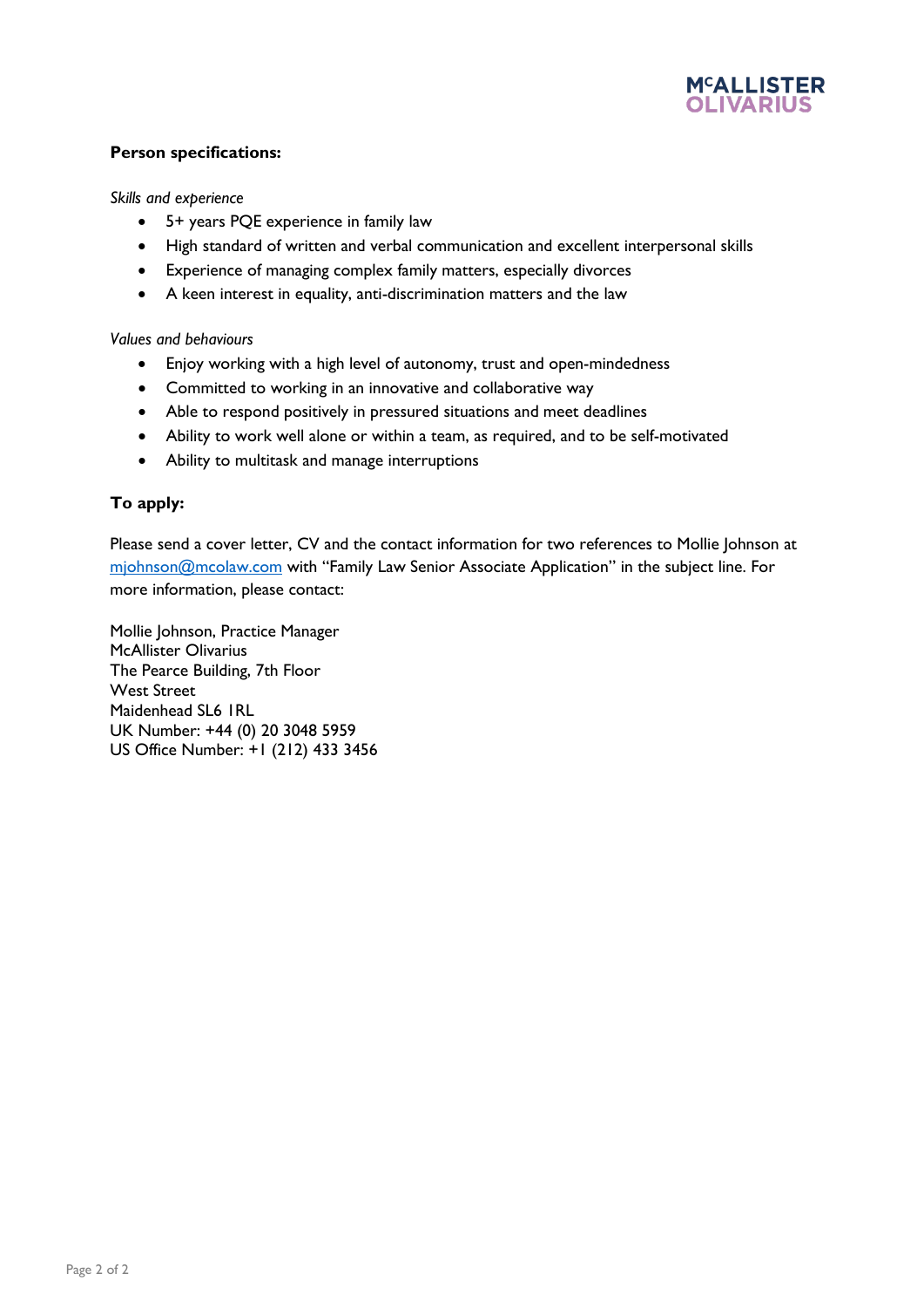**Person specifications:**

*Skills and experience*

- 5+ years PQE experience in family law
- High standard of written and verbal communication and excellent interpersonal skills
- Experience of managing complex family matters, especially divorces
- A keen interest in equality, anti-discrimination matters and the law

*Values and behaviours*

- Enjoy working with a high level of autonomy, trust and open-mindedness
- Committed to working in an innovative and collaborative way
- Able to respond positively in pressured situations and meet deadlines
- Ability to work well alone or within a team, as required, and to be self-motivated
- Ability to multitask and manage interruptions

**To apply:**

Please send a cover letter, CV and the contact information for two references to Mollie Johnson at mjohnson@mcolaw.com with "Family Law Senior Associate Application" in the subject line. For more information, please contact:

Mollie Johnson, Practice Manager
McAllister Olivarius
The Pearce Building, 7th Floor
West Street
Maidenhead SL6 1RL
UK Number: +44 (0) 20 3048 5959
US Office Number: +1 (212) 433 3456